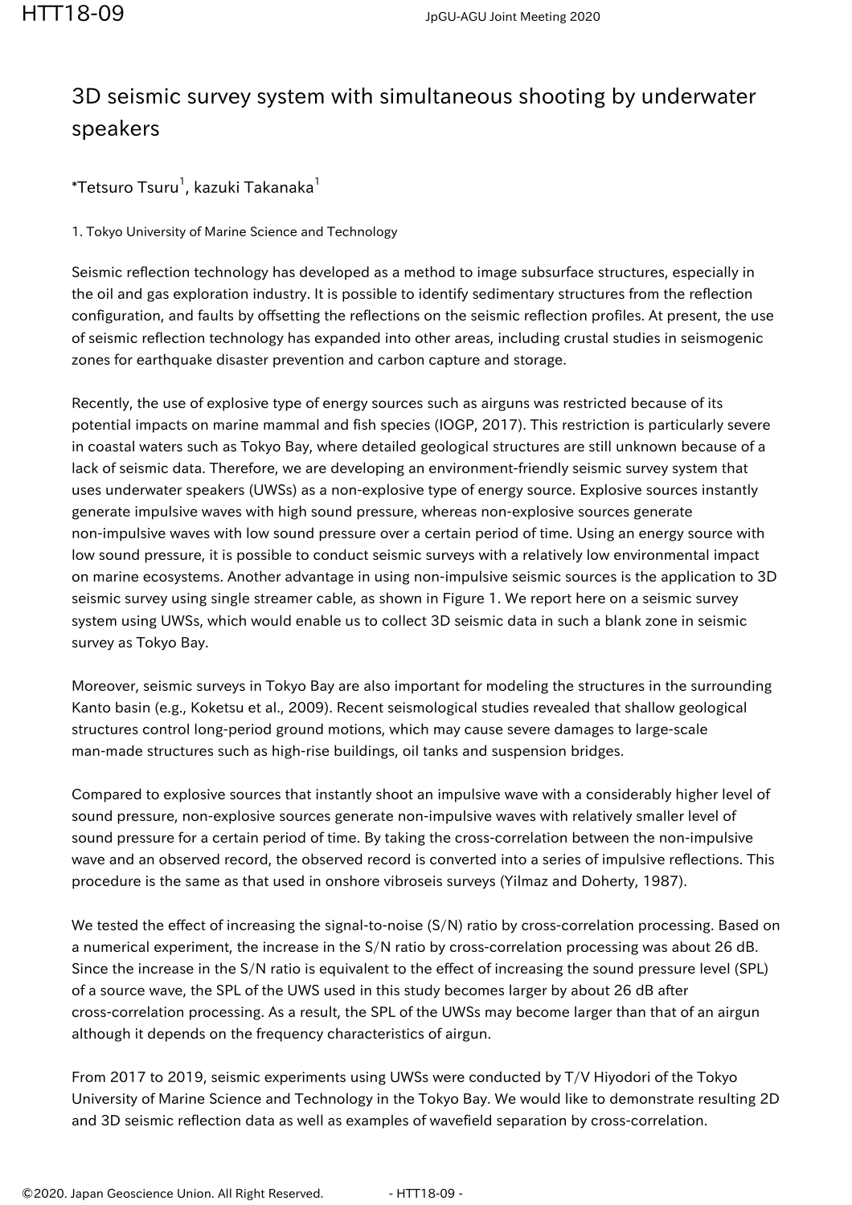# 3D seismic survey system with simultaneous shooting by underwater speakers

*Tetsuro Tsuru[1], kazuki Takanaka[1]

1. Tokyo University of Marine Science and Technology

Seismic reflection technology has developed as a method to image subsurface structures, especially in the oil and gas exploration industry. It is possible to identify sedimentary structures from the reflection configuration, and faults by offsetting the reflections on the seismic reflection profiles. At present, the use of seismic reflection technology has expanded into other areas, including crustal studies in seismogenic zones for earthquake disaster prevention and carbon capture and storage.

Recently, the use of explosive type of energy sources such as airguns was restricted because of its potential impacts on marine mammal and fish species (IOGP, 2017). This restriction is particularly severe in coastal waters such as Tokyo Bay, where detailed geological structures are still unknown because of a lack of seismic data. Therefore, we are developing an environment-friendly seismic survey system that uses underwater speakers (UWSs) as a non-explosive type of energy source. Explosive sources instantly generate impulsive waves with high sound pressure, whereas non-explosive sources generate non-impulsive waves with low sound pressure over a certain period of time. Using an energy source with low sound pressure, it is possible to conduct seismic surveys with a relatively low environmental impact on marine ecosystems. Another advantage in using non-impulsive seismic sources is the application to 3D seismic survey using single streamer cable, as shown in Figure 1. We report here on a seismic survey system using UWSs, which would enable us to collect 3D seismic data in such a blank zone in seismic survey as Tokyo Bay.

Moreover, seismic surveys in Tokyo Bay are also important for modeling the structures in the surrounding Kanto basin (e.g., Koketsu et al., 2009). Recent seismological studies revealed that shallow geological structures control long-period ground motions, which may cause severe damages to large-scale man-made structures such as high-rise buildings, oil tanks and suspension bridges.

Compared to explosive sources that instantly shoot an impulsive wave with a considerably higher level of sound pressure, non-explosive sources generate non-impulsive waves with relatively smaller level of sound pressure for a certain period of time. By taking the cross-correlation between the non-impulsive wave and an observed record, the observed record is converted into a series of impulsive reflections. This procedure is the same as that used in onshore vibroseis surveys (Yilmaz and Doherty, 1987).

We tested the effect of increasing the signal-to-noise (S/N) ratio by cross-correlation processing. Based on a numerical experiment, the increase in the S/N ratio by cross-correlation processing was about 26 dB. Since the increase in the S/N ratio is equivalent to the effect of increasing the sound pressure level (SPL) of a source wave, the SPL of the UWS used in this study becomes larger by about 26 dB after cross-correlation processing. As a result, the SPL of the UWSs may become larger than that of an airgun although it depends on the frequency characteristics of airgun.

From 2017 to 2019, seismic experiments using UWSs were conducted by T/V Hiyodori of the Tokyo University of Marine Science and Technology in the Tokyo Bay. We would like to demonstrate resulting 2D and 3D seismic reflection data as well as examples of wavefield separation by cross-correlation.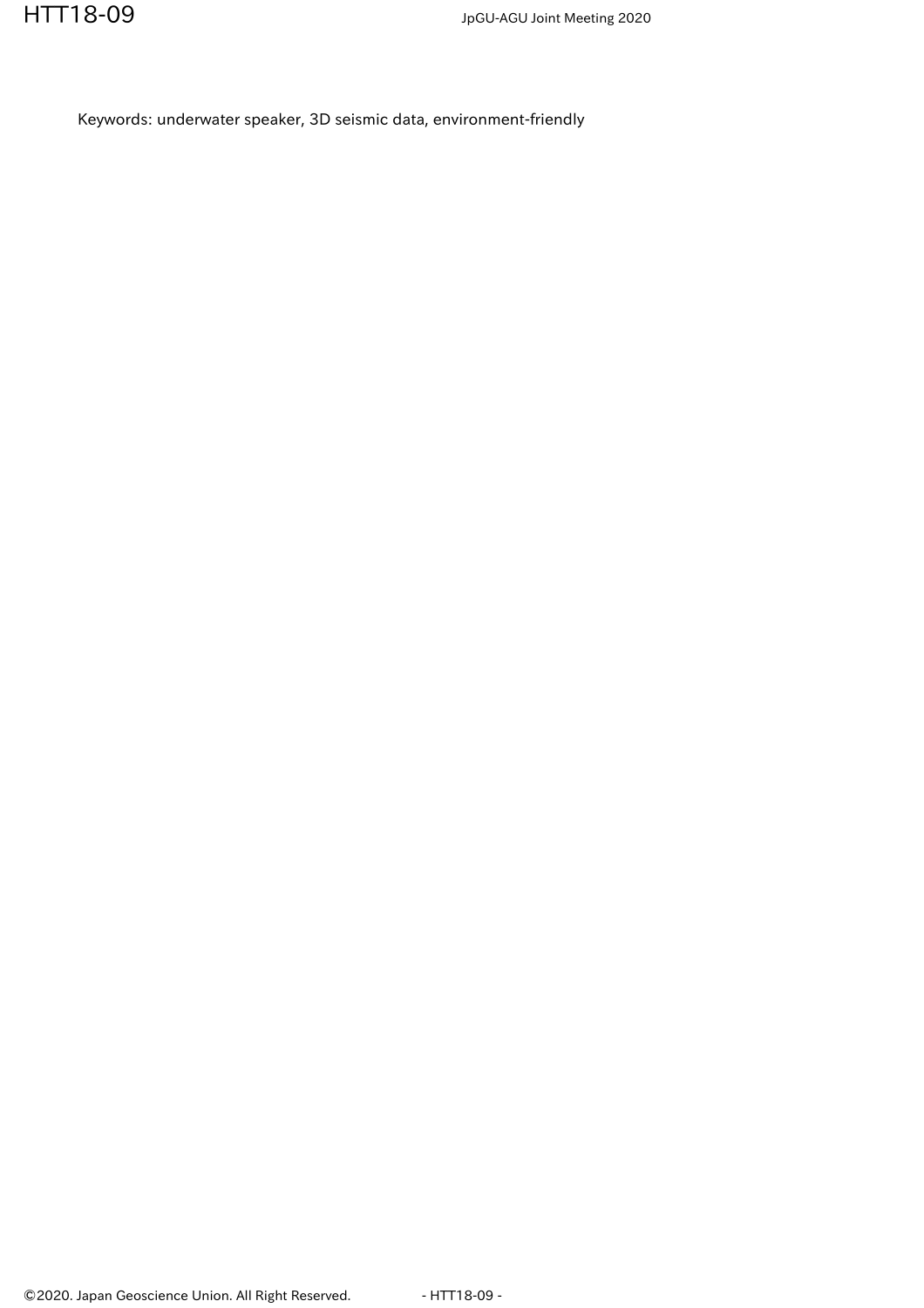Keywords: underwater speaker, 3D seismic data, environment-friendly